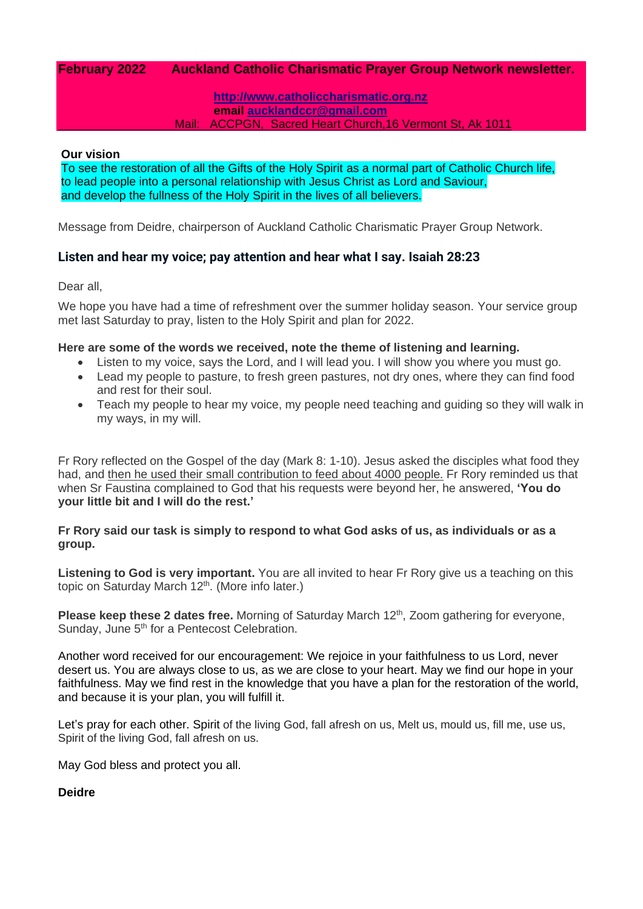**February 2022 Auckland Catholic Charismatic Prayer Group Network newsletter.**

**http://www.catholiccharismatic.org.nz**
**email aucklandccr@gmail.com**
Mail: ACCPGN, Sacred Heart Church,16 Vermont St, Ak 1011

**Our vision**
To see the restoration of all the Gifts of the Holy Spirit as a normal part of Catholic Church life,
to lead people into a personal relationship with Jesus Christ as Lord and Saviour,
and develop the fullness of the Holy Spirit in the lives of all believers.

Message from Deidre, chairperson of Auckland Catholic Charismatic Prayer Group Network.

### Listen and hear my voice; pay attention and hear what I say. Isaiah 28:23

Dear all,

We hope you have had a time of refreshment over the summer holiday season. Your service group met last Saturday to pray, listen to the Holy Spirit and plan for 2022.

**Here are some of the words we received, note the theme of listening and learning.**

- Listen to my voice, says the Lord, and I will lead you. I will show you where you must go.
- Lead my people to pasture, to fresh green pastures, not dry ones, where they can find food and rest for their soul.
- Teach my people to hear my voice, my people need teaching and guiding so they will walk in my ways, in my will.

Fr Rory reflected on the Gospel of the day (Mark 8: 1-10). Jesus asked the disciples what food they had, and then he used their small contribution to feed about 4000 people. Fr Rory reminded us that when Sr Faustina complained to God that his requests were beyond her, he answered, **'You do your little bit and I will do the rest.'**

**Fr Rory said our task is simply to respond to what God asks of us, as individuals or as a group.**

**Listening to God is very important.** You are all invited to hear Fr Rory give us a teaching on this topic on Saturday March 12th. (More info later.)

**Please keep these 2 dates free.** Morning of Saturday March 12th, Zoom gathering for everyone, Sunday, June 5th for a Pentecost Celebration.

Another word received for our encouragement: We rejoice in your faithfulness to us Lord, never desert us. You are always close to us, as we are close to your heart. May we find our hope in your faithfulness. May we find rest in the knowledge that you have a plan for the restoration of the world, and because it is your plan, you will fulfill it.

Let's pray for each other. Spirit of the living God, fall afresh on us, Melt us, mould us, fill me, use us, Spirit of the living God, fall afresh on us.

May God bless and protect you all.

**Deidre**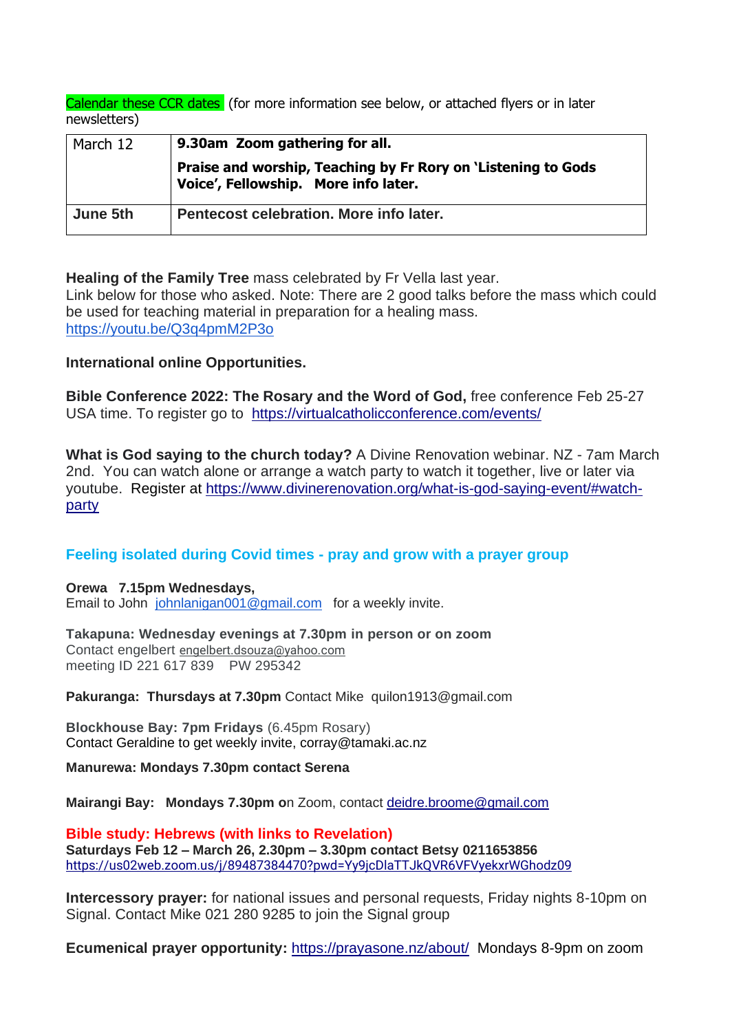Calendar these CCR dates (for more information see below, or attached flyers or in later newsletters)

| March 12 | **9.30am Zoom gathering for all.** **Praise and worship, Teaching by Fr Rory on 'Listening to Gods Voice', Fellowship. More info later.** |
|---|---|
| **June 5th** | **Pentecost celebration. More info later.** |

**Healing of the Family Tree** mass celebrated by Fr Vella last year.
Link below for those who asked. Note: There are 2 good talks before the mass which could be used for teaching material in preparation for a healing mass.
https://youtu.be/Q3q4pmM2P3o

**International online Opportunities.**

**Bible Conference 2022: The Rosary and the Word of God,** free conference Feb 25-27 USA time. To register go to https://virtualcatholicconference.com/events/

**What is God saying to the church today?** A Divine Renovation webinar. NZ - 7am March 2nd. You can watch alone or arrange a watch party to watch it together, live or later via youtube. Register at https://www.divinerenovation.org/what-is-god-saying-event/#watch-party

## Feeling isolated during Covid times - pray and grow with a prayer group

**Orewa 7.15pm Wednesdays,**
Email to John johnlanigan001@gmail.com for a weekly invite.

**Takapuna: Wednesday evenings at 7.30pm in person or on zoom**
Contact engelbert engelbert.dsouza@yahoo.com
meeting ID 221 617 839 PW 295342

**Pakuranga: Thursdays at 7.30pm** Contact Mike quilon1913@gmail.com

**Blockhouse Bay: 7pm Fridays** (6.45pm Rosary)
Contact Geraldine to get weekly invite, corray@tamaki.ac.nz

**Manurewa: Mondays 7.30pm contact Serena**

**Mairangi Bay: Mondays 7.30pm o**n Zoom, contact deidre.broome@gmail.com

**Bible study: Hebrews (with links to Revelation)**
**Saturdays Feb 12 – March 26, 2.30pm – 3.30pm contact Betsy 0211653856**
https://us02web.zoom.us/j/89487384470?pwd=Yy9jcDlaTTJkQVR6VFVyekxrWGhodz09

**Intercessory prayer:** for national issues and personal requests, Friday nights 8-10pm on Signal. Contact Mike 021 280 9285 to join the Signal group

**Ecumenical prayer opportunity:** https://prayasone.nz/about/ Mondays 8-9pm on zoom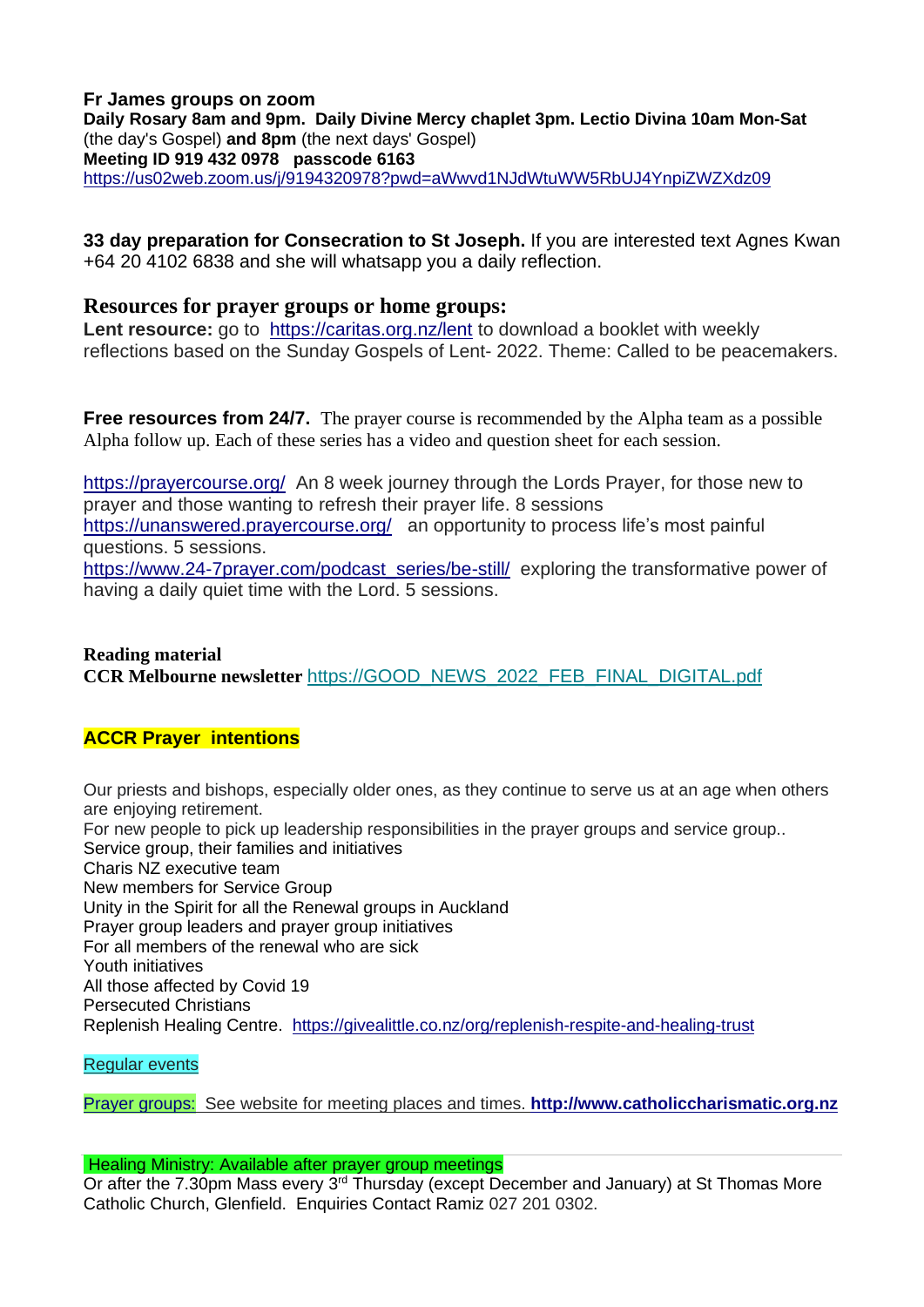**Fr James groups on zoom**
**Daily Rosary 8am and 9pm. Daily Divine Mercy chaplet 3pm. Lectio Divina 10am Mon-Sat** (the day's Gospel) **and 8pm** (the next days' Gospel)
**Meeting ID 919 432 0978 passcode 6163**
https://us02web.zoom.us/j/9194320978?pwd=aWwvd1NJdWtuWW5RbUJ4YnpiZWZXdz09

**33 day preparation for Consecration to St Joseph.** If you are interested text Agnes Kwan +64 20 4102 6838 and she will whatsapp you a daily reflection.

## Resources for prayer groups or home groups:

**Lent resource:** go to https://caritas.org.nz/lent to download a booklet with weekly reflections based on the Sunday Gospels of Lent- 2022. Theme: Called to be peacemakers.

**Free resources from 24/7.** The prayer course is recommended by the Alpha team as a possible Alpha follow up. Each of these series has a video and question sheet for each session.

https://prayercourse.org/ An 8 week journey through the Lords Prayer, for those new to prayer and those wanting to refresh their prayer life. 8 sessions
https://unanswered.prayercourse.org/ an opportunity to process life's most painful questions. 5 sessions.
https://www.24-7prayer.com/podcast_series/be-still/ exploring the transformative power of having a daily quiet time with the Lord. 5 sessions.

**Reading material**
**CCR Melbourne newsletter** https://GOOD_NEWS_2022_FEB_FINAL_DIGITAL.pdf

**ACCR Prayer intentions**

Our priests and bishops, especially older ones, as they continue to serve us at an age when others are enjoying retirement.
For new people to pick up leadership responsibilities in the prayer groups and service group..
Service group, their families and initiatives
Charis NZ executive team
New members for Service Group
Unity in the Spirit for all the Renewal groups in Auckland
Prayer group leaders and prayer group initiatives
For all members of the renewal who are sick
Youth initiatives
All those affected by Covid 19
Persecuted Christians
Replenish Healing Centre. https://givealittle.co.nz/org/replenish-respite-and-healing-trust

Regular events

Prayer groups: See website for meeting places and times. **http://www.catholiccharismatic.org.nz**

Healing Ministry: Available after prayer group meetings
Or after the 7.30pm Mass every 3rd Thursday (except December and January) at St Thomas More Catholic Church, Glenfield. Enquiries Contact Ramiz 027 201 0302.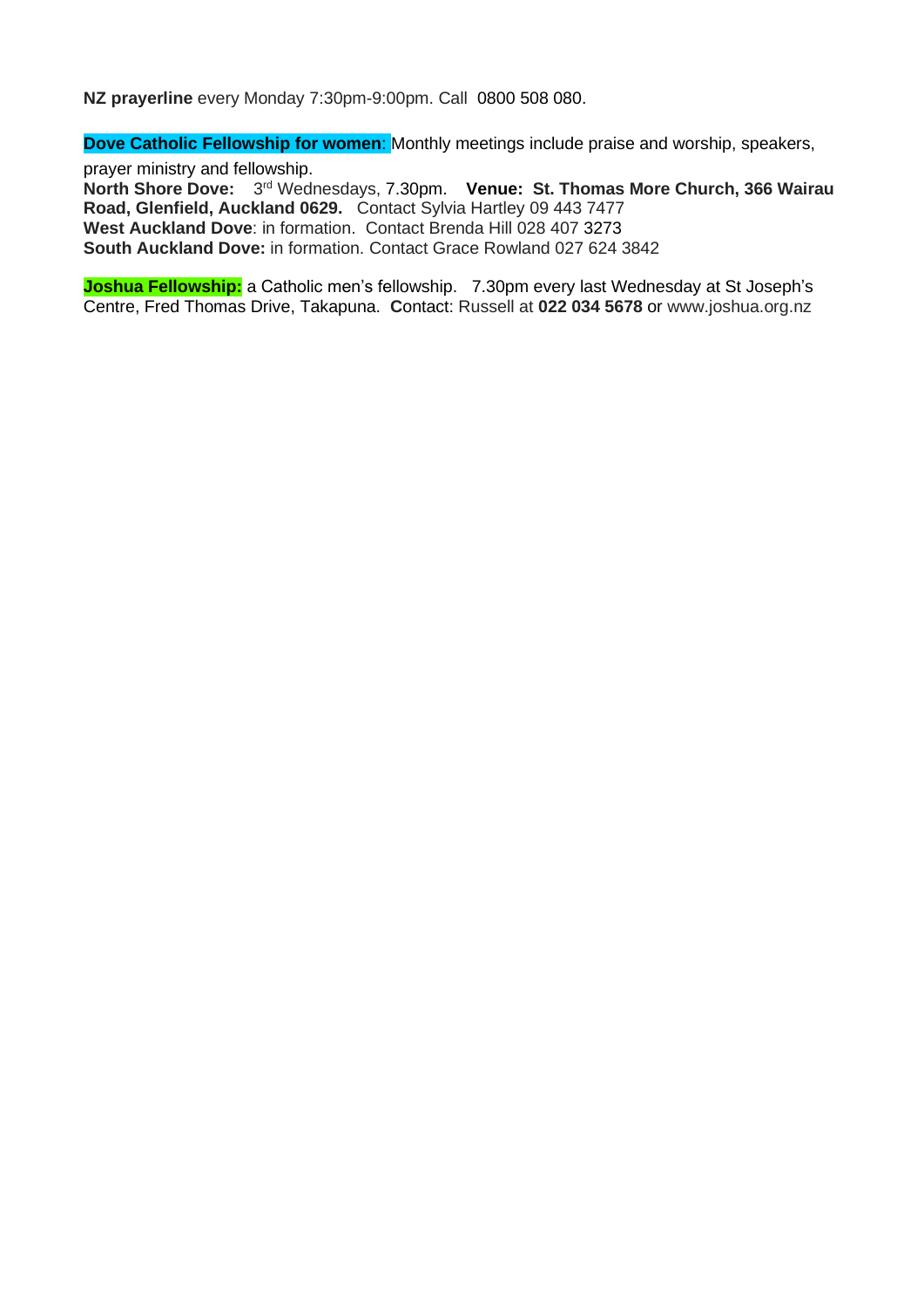**NZ prayerline** every Monday 7:30pm-9:00pm. Call 0800 508 080.

**Dove Catholic Fellowship for women**: Monthly meetings include praise and worship, speakers, prayer ministry and fellowship.

**North Shore Dove:** 3rd Wednesdays, 7.30pm. **Venue: St. Thomas More Church, 366 Wairau Road, Glenfield, Auckland 0629.** Contact Sylvia Hartley 09 443 7477

**West Auckland Dove**: in formation. Contact Brenda Hill 028 407 3273

**South Auckland Dove:** in formation. Contact Grace Rowland 027 624 3842

**Joshua Fellowship:** a Catholic men's fellowship. 7.30pm every last Wednesday at St Joseph's Centre, Fred Thomas Drive, Takapuna. **C**ontact: Russell at **022 034 5678** or www.joshua.org.nz